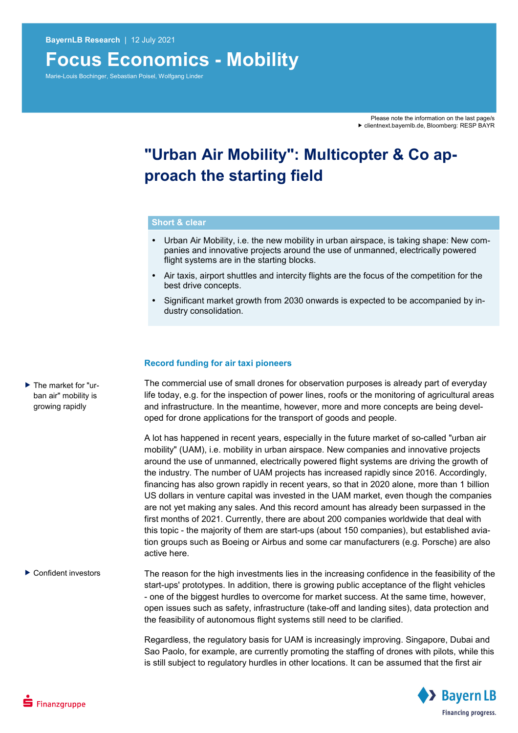BayernLB Research | 12 July 2021

# Focus Economics - Mobility

Marie-Louis Bochinger, Sebastian Poisel, Wolfgang Linder

Please note the information on the last page/s
▶ clientnext.bayernlb.de, Bloomberg: RESP BAYR

## "Urban Air Mobility": Multicopter & Co approach the starting field

**Short & clear**

- Urban Air Mobility, i.e. the new mobility in urban airspace, is taking shape: New companies and innovative projects around the use of unmanned, electrically powered flight systems are in the starting blocks.
- Air taxis, airport shuttles and intercity flights are the focus of the competition for the best drive concepts.
- Significant market growth from 2030 onwards is expected to be accompanied by industry consolidation.

### Record funding for air taxi pioneers

▶ The market for "urban air" mobility is growing rapidly

The commercial use of small drones for observation purposes is already part of everyday life today, e.g. for the inspection of power lines, roofs or the monitoring of agricultural areas and infrastructure. In the meantime, however, more and more concepts are being developed for drone applications for the transport of goods and people.

A lot has happened in recent years, especially in the future market of so-called "urban air mobility" (UAM), i.e. mobility in urban airspace. New companies and innovative projects around the use of unmanned, electrically powered flight systems are driving the growth of the industry. The number of UAM projects has increased rapidly since 2016. Accordingly, financing has also grown rapidly in recent years, so that in 2020 alone, more than 1 billion US dollars in venture capital was invested in the UAM market, even though the companies are not yet making any sales. And this record amount has already been surpassed in the first months of 2021. Currently, there are about 200 companies worldwide that deal with this topic - the majority of them are start-ups (about 150 companies), but established aviation groups such as Boeing or Airbus and some car manufacturers (e.g. Porsche) are also active here.

▶ Confident investors

The reason for the high investments lies in the increasing confidence in the feasibility of the start-ups' prototypes. In addition, there is growing public acceptance of the flight vehicles - one of the biggest hurdles to overcome for market success. At the same time, however, open issues such as safety, infrastructure (take-off and landing sites), data protection and the feasibility of autonomous flight systems still need to be clarified.

Regardless, the regulatory basis for UAM is increasingly improving. Singapore, Dubai and Sao Paolo, for example, are currently promoting the staffing of drones with pilots, while this is still subject to regulatory hurdles in other locations. It can be assumed that the first air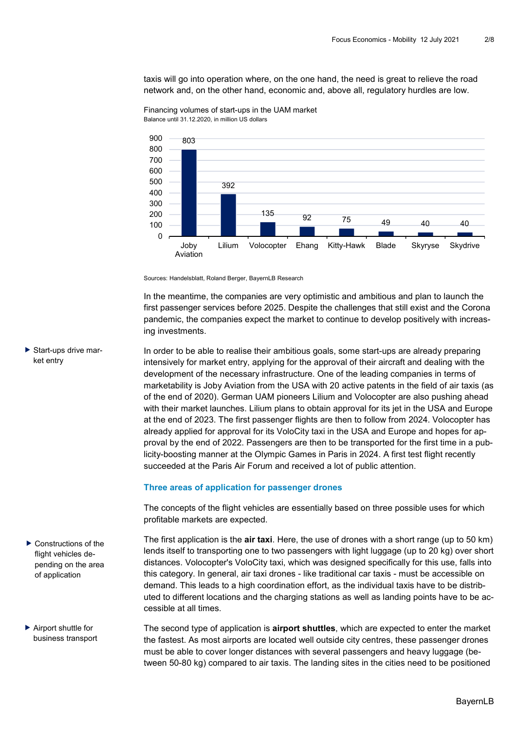taxis will go into operation where, on the one hand, the need is great to relieve the road network and, on the other hand, economic and, above all, regulatory hurdles are low.

Financing volumes of start-ups in the UAM market
Balance until 31.12.2020, in million US dollars

| Company | Financing volume (million US dollars) |
|---|---|
| Joby Aviation | 803 |
| Lilium | 392 |
| Volocopter | 135 |
| Ehang | 92 |
| Kitty-Hawk | 75 |
| Blade | 49 |
| Skyryse | 40 |
| Skydrive | 40 |

Sources: Handelsblatt, Roland Berger, BayernLB Research

In the meantime, the companies are very optimistic and ambitious and plan to launch the first passenger services before 2025. Despite the challenges that still exist and the Corona pandemic, the companies expect the market to continue to develop positively with increasing investments.

▶ Start-ups drive market entry

In order to be able to realise their ambitious goals, some start-ups are already preparing intensively for market entry, applying for the approval of their aircraft and dealing with the development of the necessary infrastructure. One of the leading companies in terms of marketability is Joby Aviation from the USA with 20 active patents in the field of air taxis (as of the end of 2020). German UAM pioneers Lilium and Volocopter are also pushing ahead with their market launches. Lilium plans to obtain approval for its jet in the USA and Europe at the end of 2023. The first passenger flights are then to follow from 2024. Volocopter has already applied for approval for its VoloCity taxi in the USA and Europe and hopes for approval by the end of 2022. Passengers are then to be transported for the first time in a publicity-boosting manner at the Olympic Games in Paris in 2024. A first test flight recently succeeded at the Paris Air Forum and received a lot of public attention.

## Three areas of application for passenger drones

The concepts of the flight vehicles are essentially based on three possible uses for which profitable markets are expected.

▶ Constructions of the flight vehicles depending on the area of application

The first application is the **air taxi**. Here, the use of drones with a short range (up to 50 km) lends itself to transporting one to two passengers with light luggage (up to 20 kg) over short distances. Volocopter's VoloCity taxi, which was designed specifically for this use, falls into this category. In general, air taxi drones - like traditional car taxis - must be accessible on demand. This leads to a high coordination effort, as the individual taxis have to be distributed to different locations and the charging stations as well as landing points have to be accessible at all times.

▶ Airport shuttle for business transport

The second type of application is **airport shuttles**, which are expected to enter the market the fastest. As most airports are located well outside city centres, these passenger drones must be able to cover longer distances with several passengers and heavy luggage (between 50-80 kg) compared to air taxis. The landing sites in the cities need to be positioned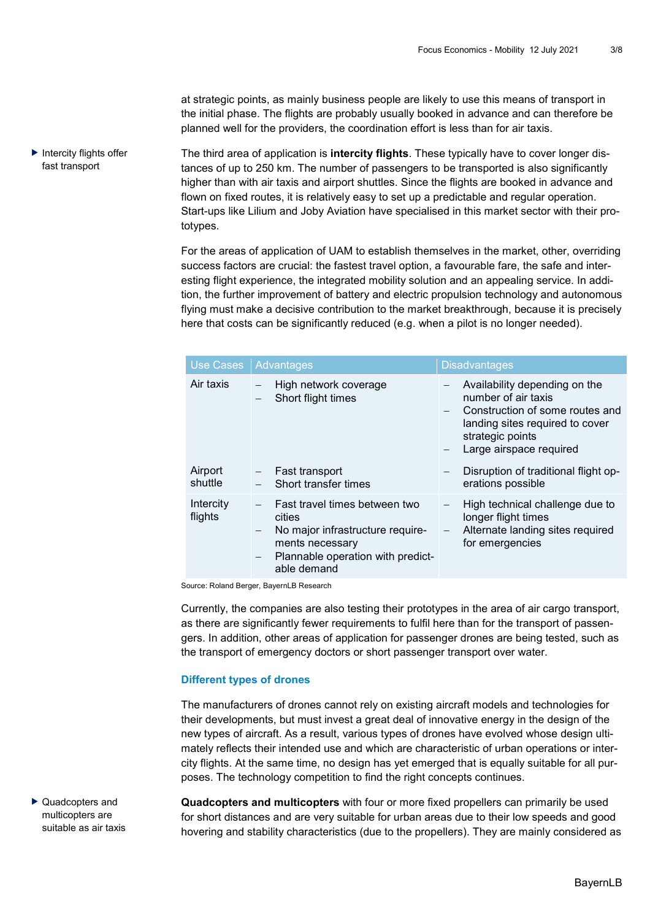at strategic points, as mainly business people are likely to use this means of transport in the initial phase. The flights are probably usually booked in advance and can therefore be planned well for the providers, the coordination effort is less than for air taxis.

▶ Intercity flights offer fast transport

The third area of application is **intercity flights**. These typically have to cover longer distances of up to 250 km. The number of passengers to be transported is also significantly higher than with air taxis and airport shuttles. Since the flights are booked in advance and flown on fixed routes, it is relatively easy to set up a predictable and regular operation. Start-ups like Lilium and Joby Aviation have specialised in this market sector with their prototypes.

For the areas of application of UAM to establish themselves in the market, other, overriding success factors are crucial: the fastest travel option, a favourable fare, the safe and interesting flight experience, the integrated mobility solution and an appealing service. In addition, the further improvement of battery and electric propulsion technology and autonomous flying must make a decisive contribution to the market breakthrough, because it is precisely here that costs can be significantly reduced (e.g. when a pilot is no longer needed).

| Use Cases | Advantages | Disadvantages |
|---|---|---|
| Air taxis | – High network coverage<br>– Short flight times | – Availability depending on the number of air taxis<br>– Construction of some routes and landing sites required to cover strategic points<br>– Large airspace required |
| Airport shuttle | – Fast transport<br>– Short transfer times | – Disruption of traditional flight operations possible |
| Intercity flights | – Fast travel times between two cities<br>– No major infrastructure requirements necessary<br>– Plannable operation with predictable demand | – High technical challenge due to longer flight times<br>– Alternate landing sites required for emergencies |

Source: Roland Berger, BayernLB Research

Currently, the companies are also testing their prototypes in the area of air cargo transport, as there are significantly fewer requirements to fulfil here than for the transport of passengers. In addition, other areas of application for passenger drones are being tested, such as the transport of emergency doctors or short passenger transport over water.

### Different types of drones

The manufacturers of drones cannot rely on existing aircraft models and technologies for their developments, but must invest a great deal of innovative energy in the design of the new types of aircraft. As a result, various types of drones have evolved whose design ultimately reflects their intended use and which are characteristic of urban operations or intercity flights. At the same time, no design has yet emerged that is equally suitable for all purposes. The technology competition to find the right concepts continues.

▶ Quadcopters and multicopters are suitable as air taxis

**Quadcopters and multicopters** with four or more fixed propellers can primarily be used for short distances and are very suitable for urban areas due to their low speeds and good hovering and stability characteristics (due to the propellers). They are mainly considered as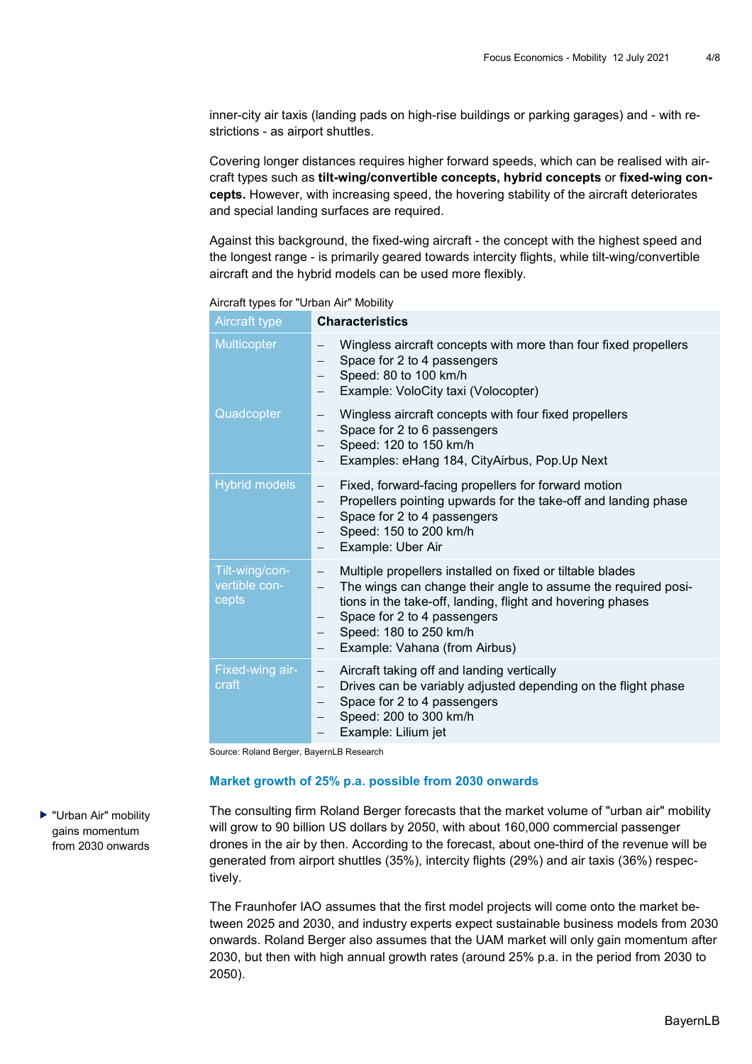inner-city air taxis (landing pads on high-rise buildings or parking garages) and - with restrictions - as airport shuttles.

Covering longer distances requires higher forward speeds, which can be realised with aircraft types such as **tilt-wing/convertible concepts, hybrid concepts** or **fixed-wing concepts.** However, with increasing speed, the hovering stability of the aircraft deteriorates and special landing surfaces are required.

Against this background, the fixed-wing aircraft - the concept with the highest speed and the longest range - is primarily geared towards intercity flights, while tilt-wing/convertible aircraft and the hybrid models can be used more flexibly.

Aircraft types for "Urban Air" Mobility

| Aircraft type | Characteristics |
|---|---|
| Multicopter | – Wingless aircraft concepts with more than four fixed propellers<br>– Space for 2 to 4 passengers<br>– Speed: 80 to 100 km/h<br>– Example: VoloCity taxi (Volocopter) |
| Quadcopter | – Wingless aircraft concepts with four fixed propellers<br>– Space for 2 to 6 passengers<br>– Speed: 120 to 150 km/h<br>– Examples: eHang 184, CityAirbus, Pop.Up Next |
| Hybrid models | – Fixed, forward-facing propellers for forward motion<br>– Propellers pointing upwards for the take-off and landing phase<br>– Space for 2 to 4 passengers<br>– Speed: 150 to 200 km/h<br>– Example: Uber Air |
| Tilt-wing/convertible concepts | – Multiple propellers installed on fixed or tiltable blades<br>– The wings can change their angle to assume the required positions in the take-off, landing, flight and hovering phases<br>– Space for 2 to 4 passengers<br>– Speed: 180 to 250 km/h<br>– Example: Vahana (from Airbus) |
| Fixed-wing aircraft | – Aircraft taking off and landing vertically<br>– Drives can be variably adjusted depending on the flight phase<br>– Space for 2 to 4 passengers<br>– Speed: 200 to 300 km/h<br>– Example: Lilium jet |

Source: Roland Berger, BayernLB Research

### Market growth of 25% p.a. possible from 2030 onwards

▶ "Urban Air" mobility gains momentum from 2030 onwards

The consulting firm Roland Berger forecasts that the market volume of "urban air" mobility will grow to 90 billion US dollars by 2050, with about 160,000 commercial passenger drones in the air by then. According to the forecast, about one-third of the revenue will be generated from airport shuttles (35%), intercity flights (29%) and air taxis (36%) respectively.

The Fraunhofer IAO assumes that the first model projects will come onto the market between 2025 and 2030, and industry experts expect sustainable business models from 2030 onwards. Roland Berger also assumes that the UAM market will only gain momentum after 2030, but then with high annual growth rates (around 25% p.a. in the period from 2030 to 2050).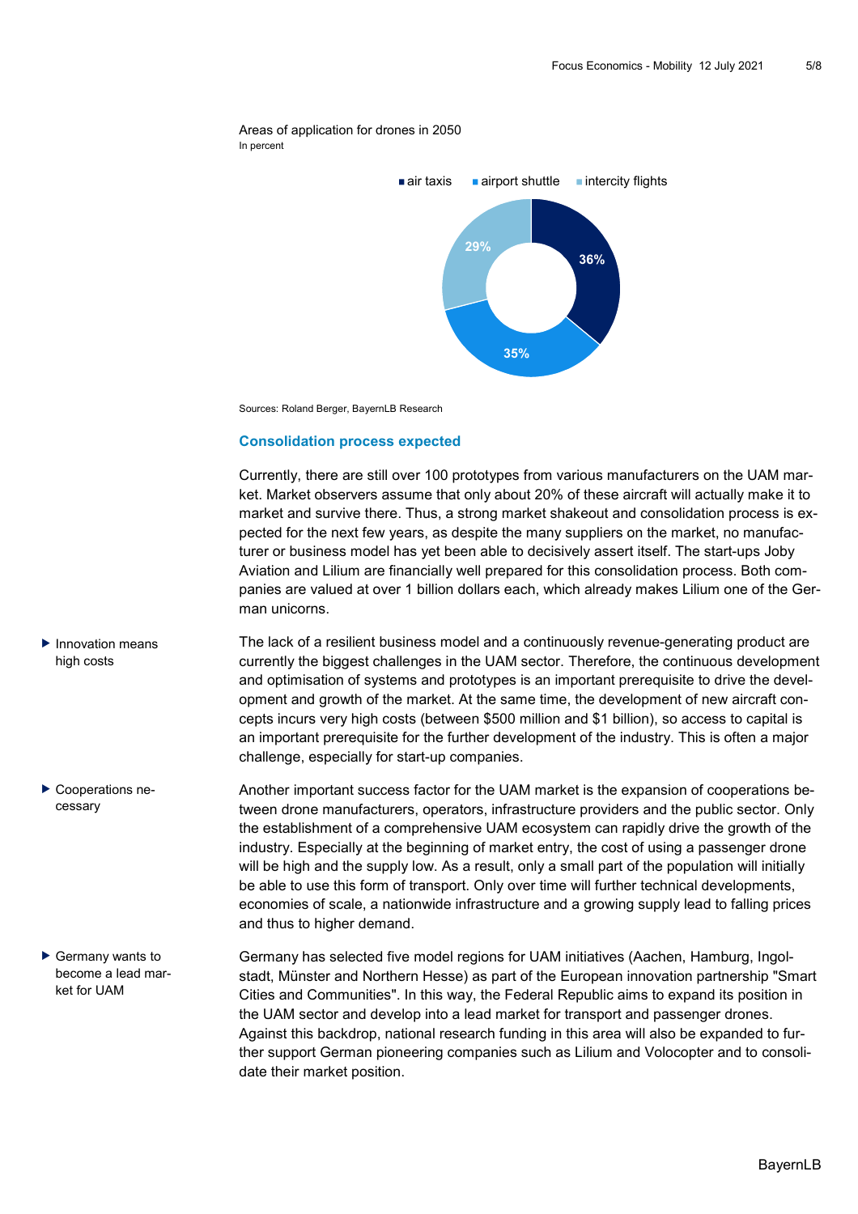Areas of application for drones in 2050
In percent

air taxis: 36%
airport shuttle: 35%
intercity flights: 29%

Sources: Roland Berger, BayernLB Research

## Consolidation process expected

Currently, there are still over 100 prototypes from various manufacturers on the UAM market. Market observers assume that only about 20% of these aircraft will actually make it to market and survive there. Thus, a strong market shakeout and consolidation process is expected for the next few years, as despite the many suppliers on the market, no manufacturer or business model has yet been able to decisively assert itself. The start-ups Joby Aviation and Lilium are financially well prepared for this consolidation process. Both companies are valued at over 1 billion dollars each, which already makes Lilium one of the German unicorns.

▶ Innovation means high costs

The lack of a resilient business model and a continuously revenue-generating product are currently the biggest challenges in the UAM sector. Therefore, the continuous development and optimisation of systems and prototypes is an important prerequisite to drive the development and growth of the market. At the same time, the development of new aircraft concepts incurs very high costs (between $500 million and $1 billion), so access to capital is an important prerequisite for the further development of the industry. This is often a major challenge, especially for start-up companies.

▶ Cooperations necessary

Another important success factor for the UAM market is the expansion of cooperations between drone manufacturers, operators, infrastructure providers and the public sector. Only the establishment of a comprehensive UAM ecosystem can rapidly drive the growth of the industry. Especially at the beginning of market entry, the cost of using a passenger drone will be high and the supply low. As a result, only a small part of the population will initially be able to use this form of transport. Only over time will further technical developments, economies of scale, a nationwide infrastructure and a growing supply lead to falling prices and thus to higher demand.

▶ Germany wants to become a lead market for UAM

Germany has selected five model regions for UAM initiatives (Aachen, Hamburg, Ingolstadt, Münster and Northern Hesse) as part of the European innovation partnership "Smart Cities and Communities". In this way, the Federal Republic aims to expand its position in the UAM sector and develop into a lead market for transport and passenger drones. Against this backdrop, national research funding in this area will also be expanded to further support German pioneering companies such as Lilium and Volocopter and to consolidate their market position.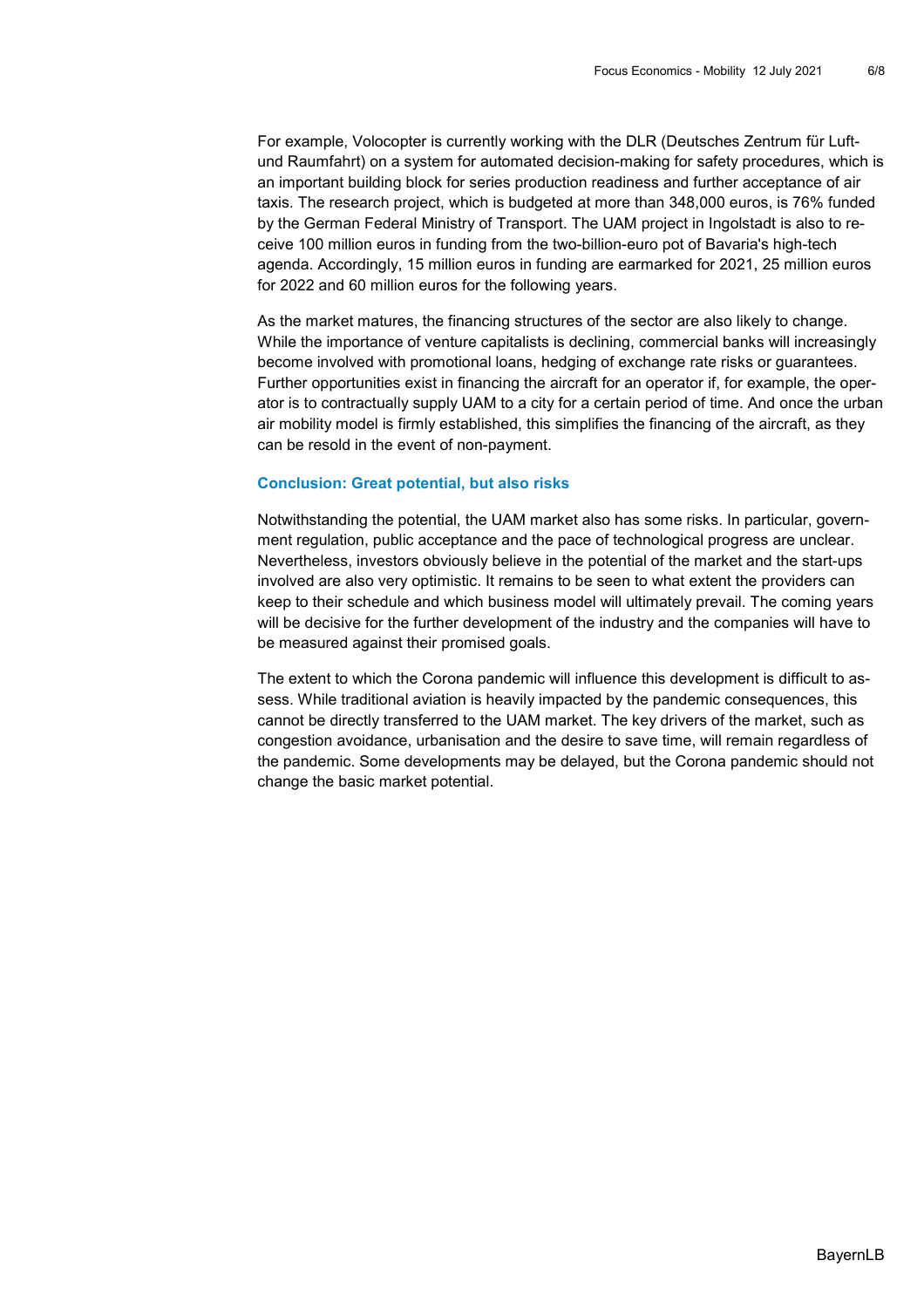For example, Volocopter is currently working with the DLR (Deutsches Zentrum für Luft- und Raumfahrt) on a system for automated decision-making for safety procedures, which is an important building block for series production readiness and further acceptance of air taxis. The research project, which is budgeted at more than 348,000 euros, is 76% funded by the German Federal Ministry of Transport. The UAM project in Ingolstadt is also to receive 100 million euros in funding from the two-billion-euro pot of Bavaria's high-tech agenda. Accordingly, 15 million euros in funding are earmarked for 2021, 25 million euros for 2022 and 60 million euros for the following years.

As the market matures, the financing structures of the sector are also likely to change. While the importance of venture capitalists is declining, commercial banks will increasingly become involved with promotional loans, hedging of exchange rate risks or guarantees. Further opportunities exist in financing the aircraft for an operator if, for example, the operator is to contractually supply UAM to a city for a certain period of time. And once the urban air mobility model is firmly established, this simplifies the financing of the aircraft, as they can be resold in the event of non-payment.

### Conclusion: Great potential, but also risks

Notwithstanding the potential, the UAM market also has some risks. In particular, government regulation, public acceptance and the pace of technological progress are unclear. Nevertheless, investors obviously believe in the potential of the market and the start-ups involved are also very optimistic. It remains to be seen to what extent the providers can keep to their schedule and which business model will ultimately prevail. The coming years will be decisive for the further development of the industry and the companies will have to be measured against their promised goals.

The extent to which the Corona pandemic will influence this development is difficult to assess. While traditional aviation is heavily impacted by the pandemic consequences, this cannot be directly transferred to the UAM market. The key drivers of the market, such as congestion avoidance, urbanisation and the desire to save time, will remain regardless of the pandemic. Some developments may be delayed, but the Corona pandemic should not change the basic market potential.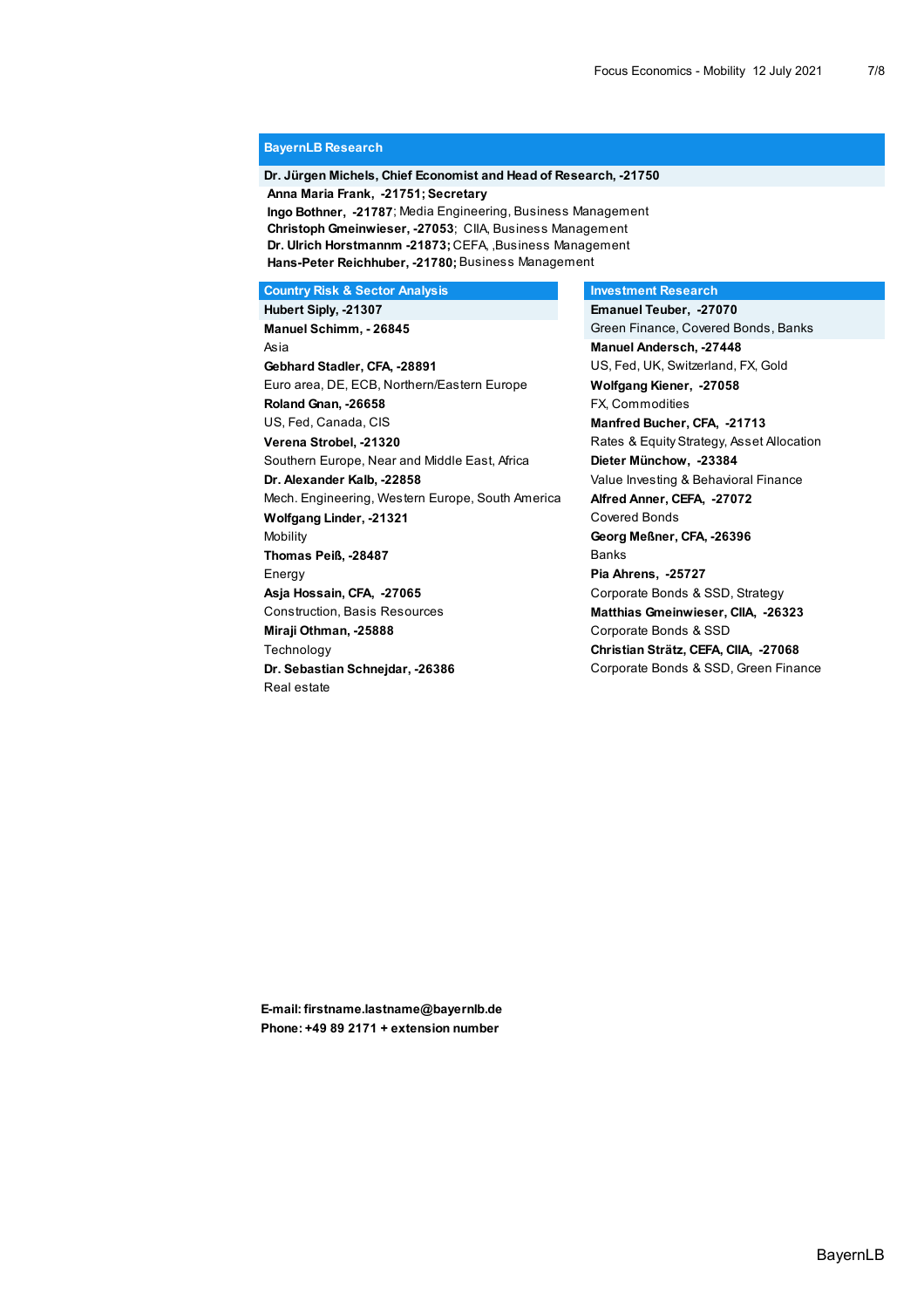## BayernLB Research

**Dr. Jürgen Michels, Chief Economist and Head of Research, -21750**

**Anna Maria Frank, -21751; Secretary**

**Ingo Bothner, -21787**; Media Engineering, Business Management

**Christoph Gmeinwieser, -27053**; CIIA, Business Management

**Dr. Ulrich Horstmannm -21873;** CEFA, ,Business Management

**Hans-Peter Reichhuber, -21780;** Business Management

### Country Risk & Sector Analysis

**Hubert Siply, -21307**

**Manuel Schimm, - 26845**
Asia

**Gebhard Stadler, CFA, -28891**
Euro area, DE, ECB, Northern/Eastern Europe

**Roland Gnan, -26658**
US, Fed, Canada, CIS

**Verena Strobel, -21320**
Southern Europe, Near and Middle East, Africa

**Dr. Alexander Kalb, -22858**
Mech. Engineering, Western Europe, South America

**Wolfgang Linder, -21321**
Mobility

**Thomas Peiß, -28487**
Energy

**Asja Hossain, CFA, -27065**
Construction, Basis Resources

**Miraji Othman, -25888**
Technology

**Dr. Sebastian Schnejdar, -26386**
Real estate

### Investment Research

**Emanuel Teuber, -27070**
Green Finance, Covered Bonds, Banks

**Manuel Andersch, -27448**
US, Fed, UK, Switzerland, FX, Gold

**Wolfgang Kiener, -27058**
FX, Commodities

**Manfred Bucher, CFA, -21713**
Rates & Equity Strategy, Asset Allocation

**Dieter Münchow, -23384**
Value Investing & Behavioral Finance

**Alfred Anner, CEFA, -27072**
Covered Bonds

**Georg Meßner, CFA, -26396**
Banks

**Pia Ahrens, -25727**
Corporate Bonds & SSD, Strategy

**Matthias Gmeinwieser, CIIA, -26323**
Corporate Bonds & SSD

**Christian Strätz, CEFA, CIIA, -27068**
Corporate Bonds & SSD, Green Finance

**E-mail: firstname.lastname@bayernlb.de**
**Phone: +49 89 2171 + extension number**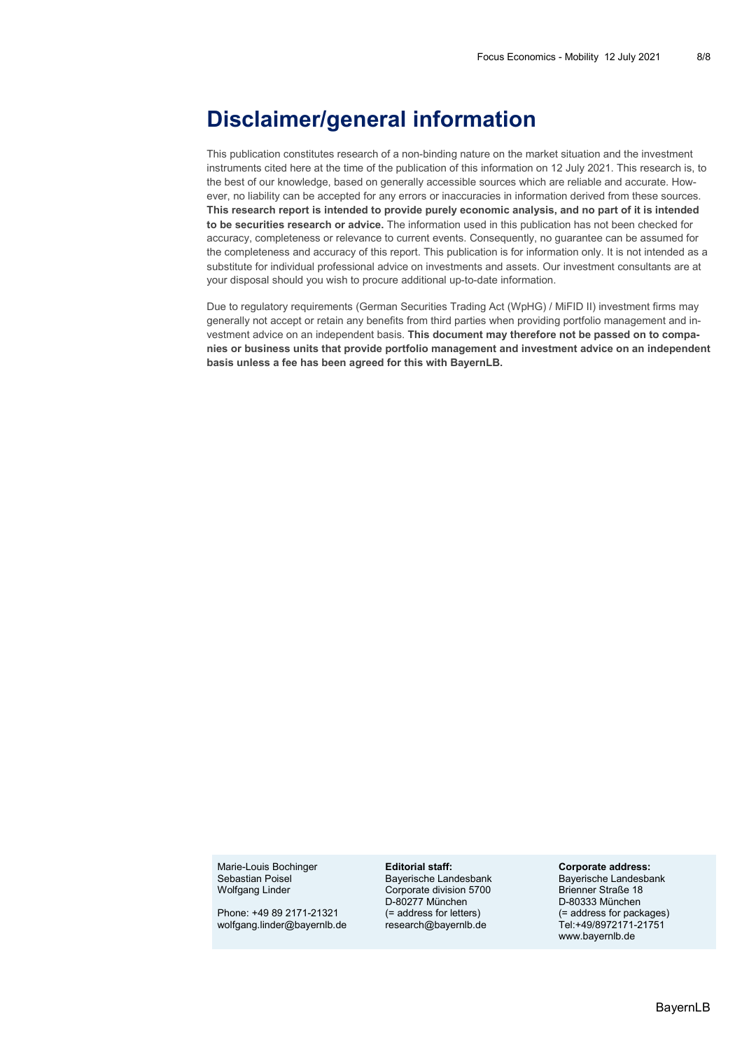# Disclaimer/general information

This publication constitutes research of a non-binding nature on the market situation and the investment instruments cited here at the time of the publication of this information on 12 July 2021. This research is, to the best of our knowledge, based on generally accessible sources which are reliable and accurate. However, no liability can be accepted for any errors or inaccuracies in information derived from these sources. **This research report is intended to provide purely economic analysis, and no part of it is intended to be securities research or advice.** The information used in this publication has not been checked for accuracy, completeness or relevance to current events. Consequently, no guarantee can be assumed for the completeness and accuracy of this report. This publication is for information only. It is not intended as a substitute for individual professional advice on investments and assets. Our investment consultants are at your disposal should you wish to procure additional up-to-date information.

Due to regulatory requirements (German Securities Trading Act (WpHG) / MiFID II) investment firms may generally not accept or retain any benefits from third parties when providing portfolio management and investment advice on an independent basis. **This document may therefore not be passed on to companies or business units that provide portfolio management and investment advice on an independent basis unless a fee has been agreed for this with BayernLB.**

Marie-Louis Bochinger
Sebastian Poisel
Wolfgang Linder

Phone: +49 89 2171-21321
wolfgang.linder@bayernlb.de

**Editorial staff:**
Bayerische Landesbank
Corporate division 5700
D-80277 München
(= address for letters)
research@bayernlb.de

**Corporate address:**
Bayerische Landesbank
Brienner Straße 18
D-80333 München
(= address for packages)
Tel:+49/8972171-21751
www.bayernlb.de